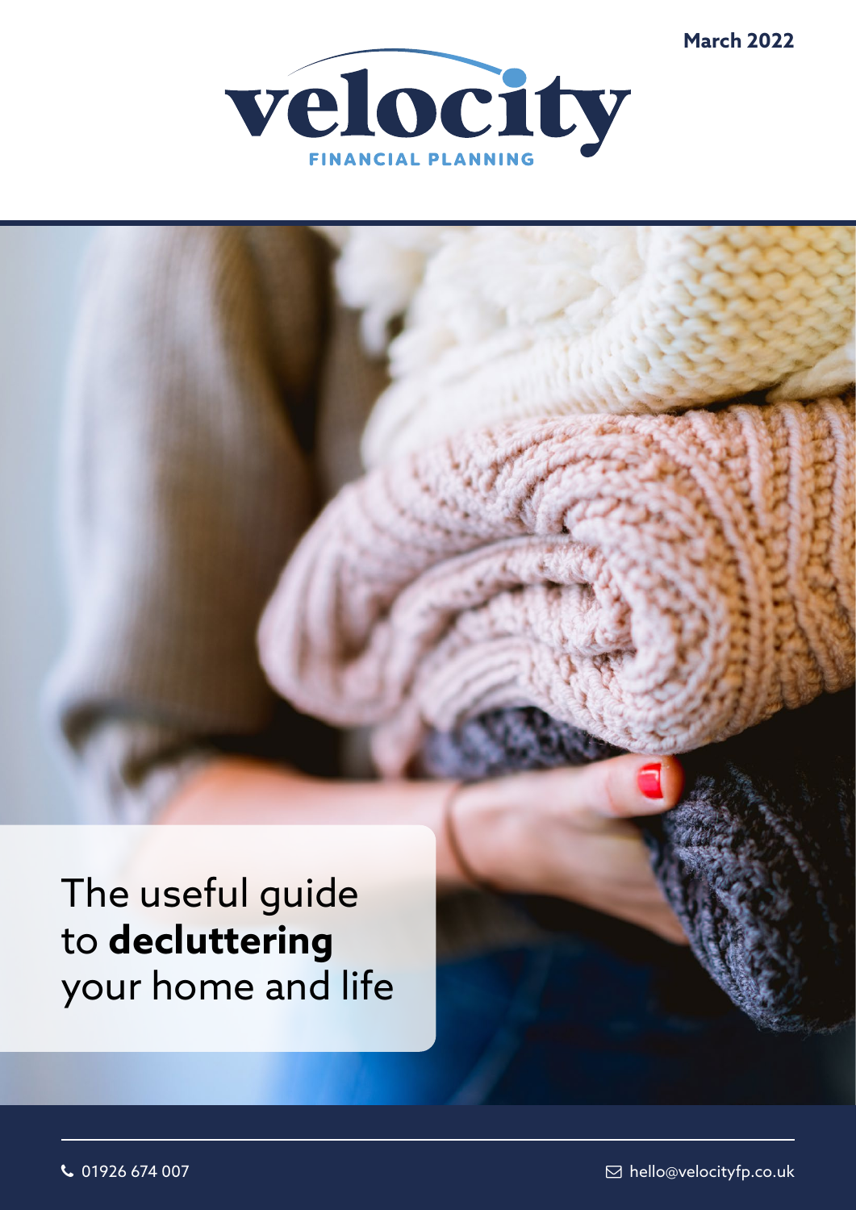March 2022

velocity
FINANCIAL PLANNING

# The useful guide to **decluttering** your home and life

01926 674 007

hello@velocityfp.co.uk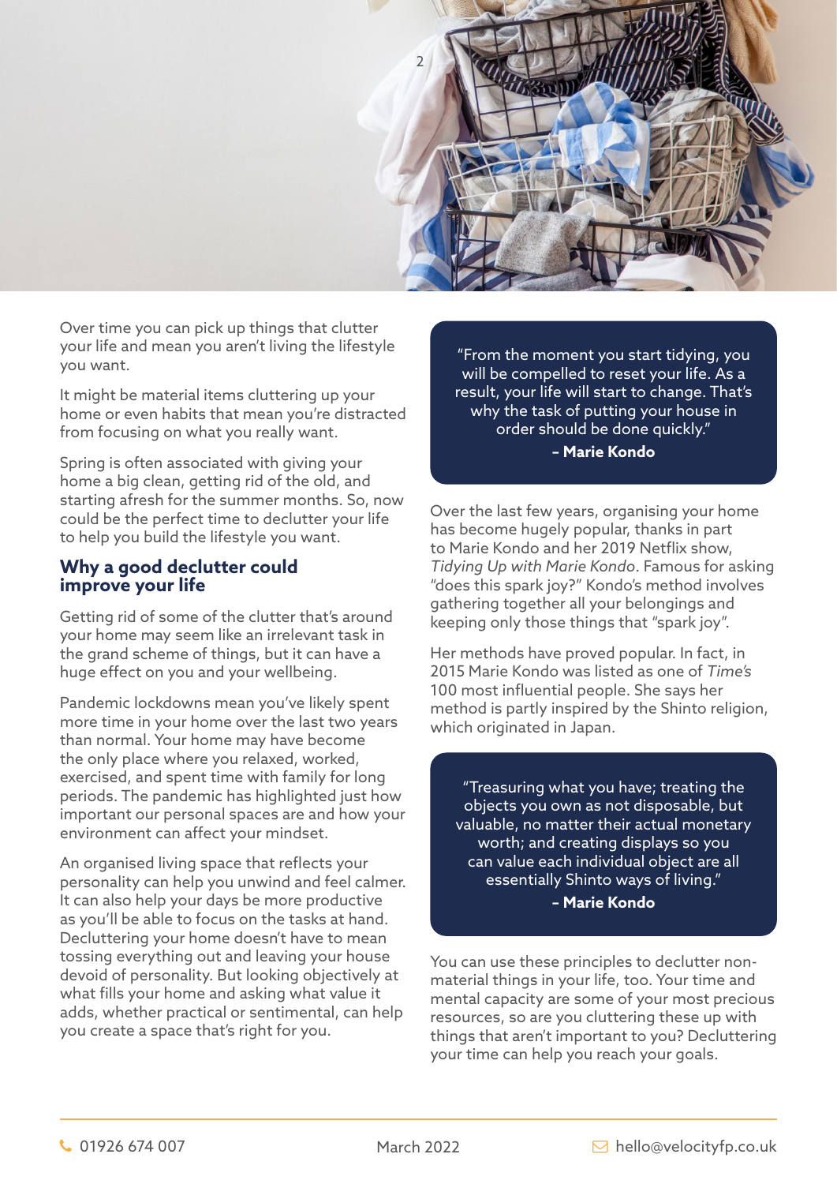Over time you can pick up things that clutter your life and mean you aren't living the lifestyle you want.

It might be material items cluttering up your home or even habits that mean you're distracted from focusing on what you really want.

Spring is often associated with giving your home a big clean, getting rid of the old, and starting afresh for the summer months. So, now could be the perfect time to declutter your life to help you build the lifestyle you want.

## Why a good declutter could improve your life

Getting rid of some of the clutter that's around your home may seem like an irrelevant task in the grand scheme of things, but it can have a huge effect on you and your wellbeing.

Pandemic lockdowns mean you've likely spent more time in your home over the last two years than normal. Your home may have become the only place where you relaxed, worked, exercised, and spent time with family for long periods. The pandemic has highlighted just how important our personal spaces are and how your environment can affect your mindset.

An organised living space that reflects your personality can help you unwind and feel calmer. It can also help your days be more productive as you'll be able to focus on the tasks at hand. Decluttering your home doesn't have to mean tossing everything out and leaving your house devoid of personality. But looking objectively at what fills your home and asking what value it adds, whether practical or sentimental, can help you create a space that's right for you.

> "From the moment you start tidying, you will be compelled to reset your life. As a result, your life will start to change. That's why the task of putting your house in order should be done quickly."
>
> **– Marie Kondo**

Over the last few years, organising your home has become hugely popular, thanks in part to Marie Kondo and her 2019 Netflix show, *Tidying Up with Marie Kondo*. Famous for asking "does this spark joy?" Kondo's method involves gathering together all your belongings and keeping only those things that "spark joy".

Her methods have proved popular. In fact, in 2015 Marie Kondo was listed as one of *Time's* 100 most influential people. She says her method is partly inspired by the Shinto religion, which originated in Japan.

> "Treasuring what you have; treating the objects you own as not disposable, but valuable, no matter their actual monetary worth; and creating displays so you can value each individual object are all essentially Shinto ways of living."
>
> **– Marie Kondo**

You can use these principles to declutter non-material things in your life, too. Your time and mental capacity are some of your most precious resources, so are you cluttering these up with things that aren't important to you? Decluttering your time can help you reach your goals.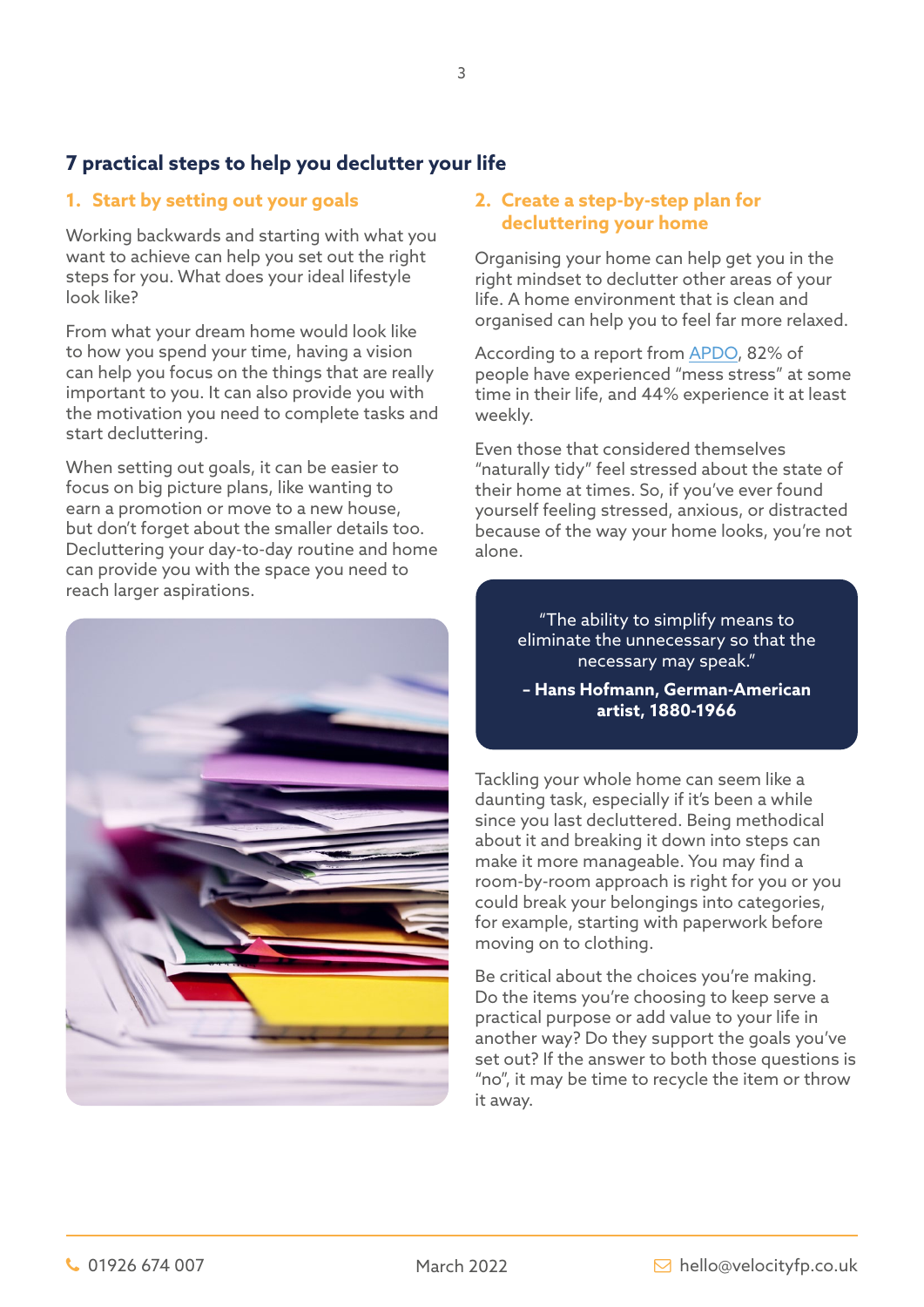## 7 practical steps to help you declutter your life

### 1. Start by setting out your goals

Working backwards and starting with what you want to achieve can help you set out the right steps for you. What does your ideal lifestyle look like?

From what your dream home would look like to how you spend your time, having a vision can help you focus on the things that are really important to you. It can also provide you with the motivation you need to complete tasks and start decluttering.

When setting out goals, it can be easier to focus on big picture plans, like wanting to earn a promotion or move to a new house, but don't forget about the smaller details too. Decluttering your day-to-day routine and home can provide you with the space you need to reach larger aspirations.

### 2. Create a step-by-step plan for decluttering your home

Organising your home can help get you in the right mindset to declutter other areas of your life. A home environment that is clean and organised can help you to feel far more relaxed.

According to a report from APDO, 82% of people have experienced "mess stress" at some time in their life, and 44% experience it at least weekly.

Even those that considered themselves "naturally tidy" feel stressed about the state of their home at times. So, if you've ever found yourself feeling stressed, anxious, or distracted because of the way your home looks, you're not alone.

> "The ability to simplify means to eliminate the unnecessary so that the necessary may speak."
>
> **– Hans Hofmann, German-American artist, 1880-1966**

Tackling your whole home can seem like a daunting task, especially if it's been a while since you last decluttered. Being methodical about it and breaking it down into steps can make it more manageable. You may find a room-by-room approach is right for you or you could break your belongings into categories, for example, starting with paperwork before moving on to clothing.

Be critical about the choices you're making. Do the items you're choosing to keep serve a practical purpose or add value to your life in another way? Do they support the goals you've set out? If the answer to both those questions is "no", it may be time to recycle the item or throw it away.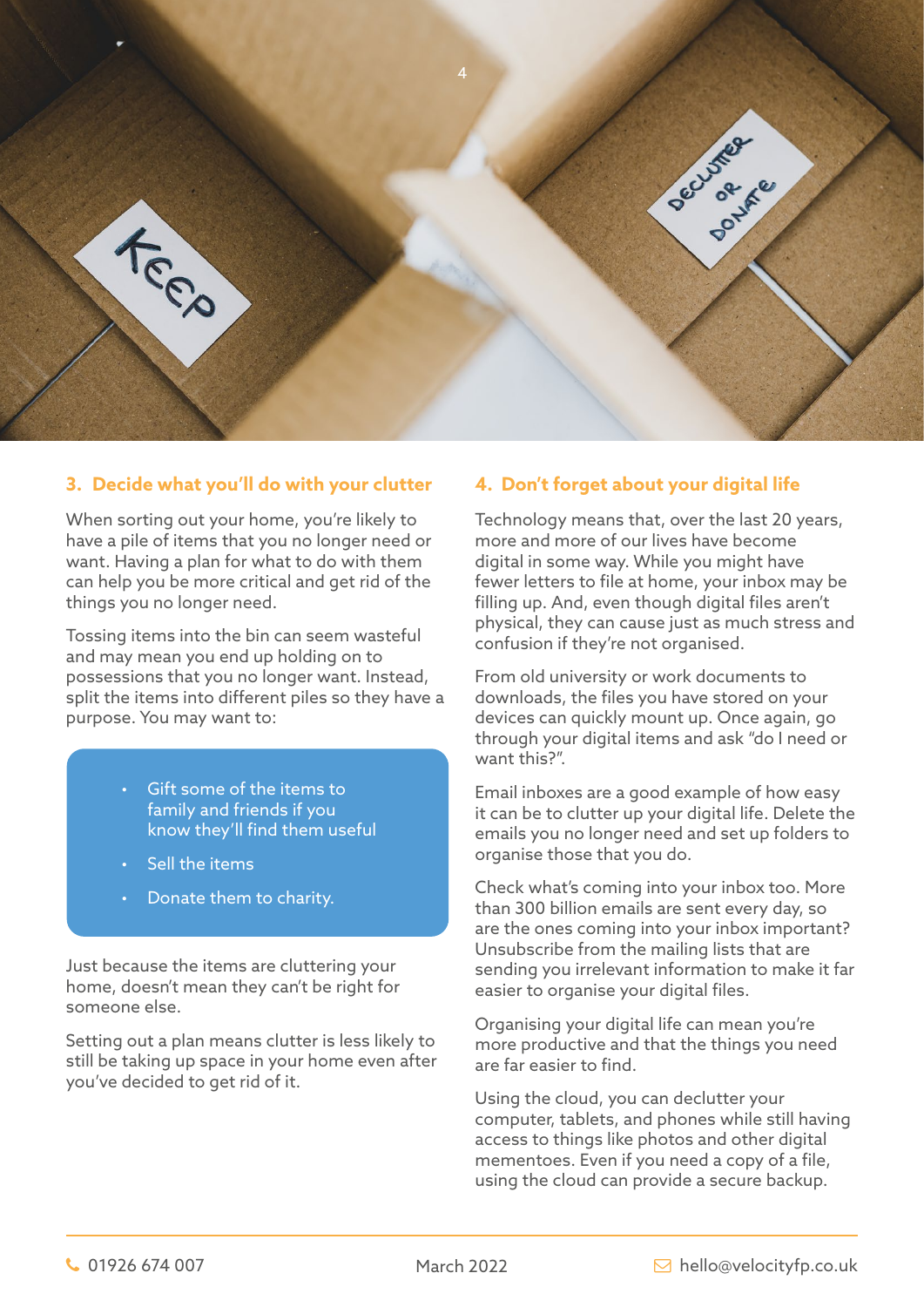## 3. Decide what you'll do with your clutter

When sorting out your home, you're likely to have a pile of items that you no longer need or want. Having a plan for what to do with them can help you be more critical and get rid of the things you no longer need.

Tossing items into the bin can seem wasteful and may mean you end up holding on to possessions that you no longer want. Instead, split the items into different piles so they have a purpose. You may want to:

- Gift some of the items to family and friends if you know they'll find them useful
- Sell the items
- Donate them to charity.

Just because the items are cluttering your home, doesn't mean they can't be right for someone else.

Setting out a plan means clutter is less likely to still be taking up space in your home even after you've decided to get rid of it.

## 4. Don't forget about your digital life

Technology means that, over the last 20 years, more and more of our lives have become digital in some way. While you might have fewer letters to file at home, your inbox may be filling up. And, even though digital files aren't physical, they can cause just as much stress and confusion if they're not organised.

From old university or work documents to downloads, the files you have stored on your devices can quickly mount up. Once again, go through your digital items and ask "do I need or want this?".

Email inboxes are a good example of how easy it can be to clutter up your digital life. Delete the emails you no longer need and set up folders to organise those that you do.

Check what's coming into your inbox too. More than 300 billion emails are sent every day, so are the ones coming into your inbox important? Unsubscribe from the mailing lists that are sending you irrelevant information to make it far easier to organise your digital files.

Organising your digital life can mean you're more productive and that the things you need are far easier to find.

Using the cloud, you can declutter your computer, tablets, and phones while still having access to things like photos and other digital mementoes. Even if you need a copy of a file, using the cloud can provide a secure backup.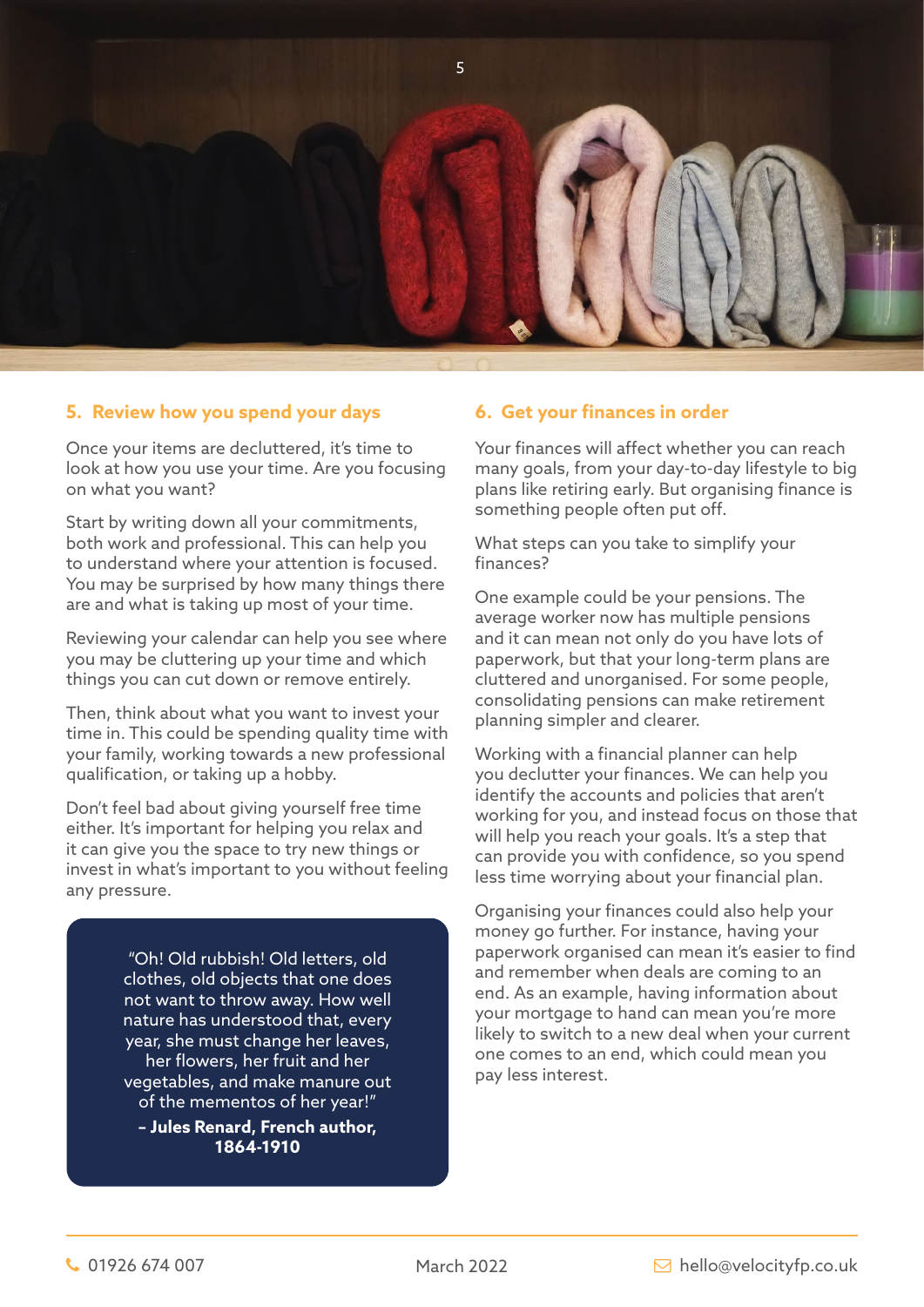## 5. Review how you spend your days

Once your items are decluttered, it's time to look at how you use your time. Are you focusing on what you want?

Start by writing down all your commitments, both work and professional. This can help you to understand where your attention is focused. You may be surprised by how many things there are and what is taking up most of your time.

Reviewing your calendar can help you see where you may be cluttering up your time and which things you can cut down or remove entirely.

Then, think about what you want to invest your time in. This could be spending quality time with your family, working towards a new professional qualification, or taking up a hobby.

Don't feel bad about giving yourself free time either. It's important for helping you relax and it can give you the space to try new things or invest in what's important to you without feeling any pressure.

> "Oh! Old rubbish! Old letters, old clothes, old objects that one does not want to throw away. How well nature has understood that, every year, she must change her leaves, her flowers, her fruit and her vegetables, and make manure out of the mementos of her year!"
>
> **– Jules Renard, French author, 1864-1910**

## 6. Get your finances in order

Your finances will affect whether you can reach many goals, from your day-to-day lifestyle to big plans like retiring early. But organising finance is something people often put off.

What steps can you take to simplify your finances?

One example could be your pensions. The average worker now has multiple pensions and it can mean not only do you have lots of paperwork, but that your long-term plans are cluttered and unorganised. For some people, consolidating pensions can make retirement planning simpler and clearer.

Working with a financial planner can help you declutter your finances. We can help you identify the accounts and policies that aren't working for you, and instead focus on those that will help you reach your goals. It's a step that can provide you with confidence, so you spend less time worrying about your financial plan.

Organising your finances could also help your money go further. For instance, having your paperwork organised can mean it's easier to find and remember when deals are coming to an end. As an example, having information about your mortgage to hand can mean you're more likely to switch to a new deal when your current one comes to an end, which could mean you pay less interest.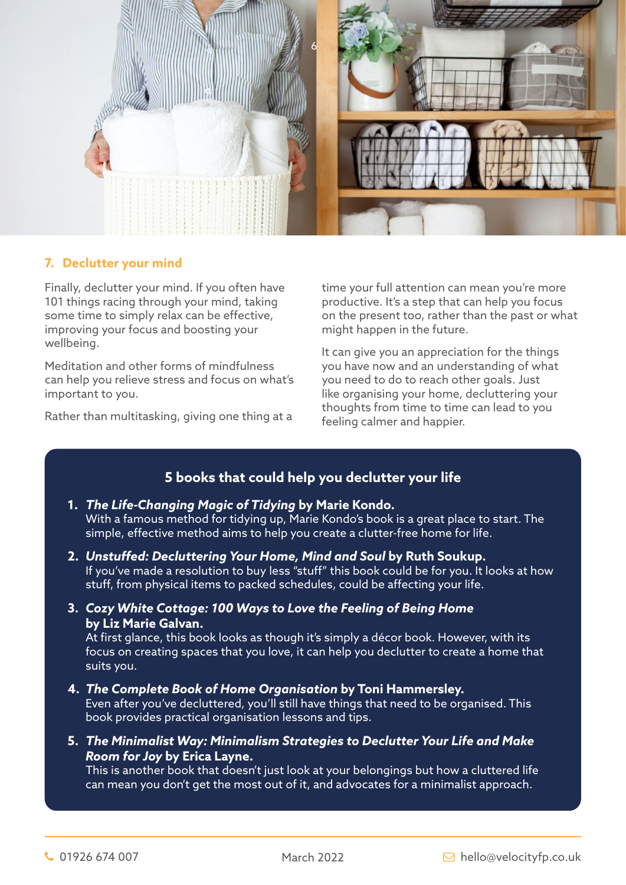## 7. Declutter your mind

Finally, declutter your mind. If you often have 101 things racing through your mind, taking some time to simply relax can be effective, improving your focus and boosting your wellbeing.

Meditation and other forms of mindfulness can help you relieve stress and focus on what's important to you.

Rather than multitasking, giving one thing at a time your full attention can mean you're more productive. It's a step that can help you focus on the present too, rather than the past or what might happen in the future.

It can give you an appreciation for the things you have now and an understanding of what you need to do to reach other goals. Just like organising your home, decluttering your thoughts from time to time can lead to you feeling calmer and happier.

### 5 books that could help you declutter your life

1. ***The Life-Changing Magic of Tidying*** **by Marie Kondo.**
   With a famous method for tidying up, Marie Kondo's book is a great place to start. The simple, effective method aims to help you create a clutter-free home for life.
2. ***Unstuffed: Decluttering Your Home, Mind and Soul*** **by Ruth Soukup.**
   If you've made a resolution to buy less "stuff" this book could be for you. It looks at how stuff, from physical items to packed schedules, could be affecting your life.
3. ***Cozy White Cottage: 100 Ways to Love the Feeling of Being Home*** **by Liz Marie Galvan.**
   At first glance, this book looks as though it's simply a décor book. However, with its focus on creating spaces that you love, it can help you declutter to create a home that suits you.
4. ***The Complete Book of Home Organisation*** **by Toni Hammersley.**
   Even after you've decluttered, you'll still have things that need to be organised. This book provides practical organisation lessons and tips.
5. ***The Minimalist Way: Minimalism Strategies to Declutter Your Life and Make Room for Joy*** **by Erica Layne.**
   This is another book that doesn't just look at your belongings but how a cluttered life can mean you don't get the most out of it, and advocates for a minimalist approach.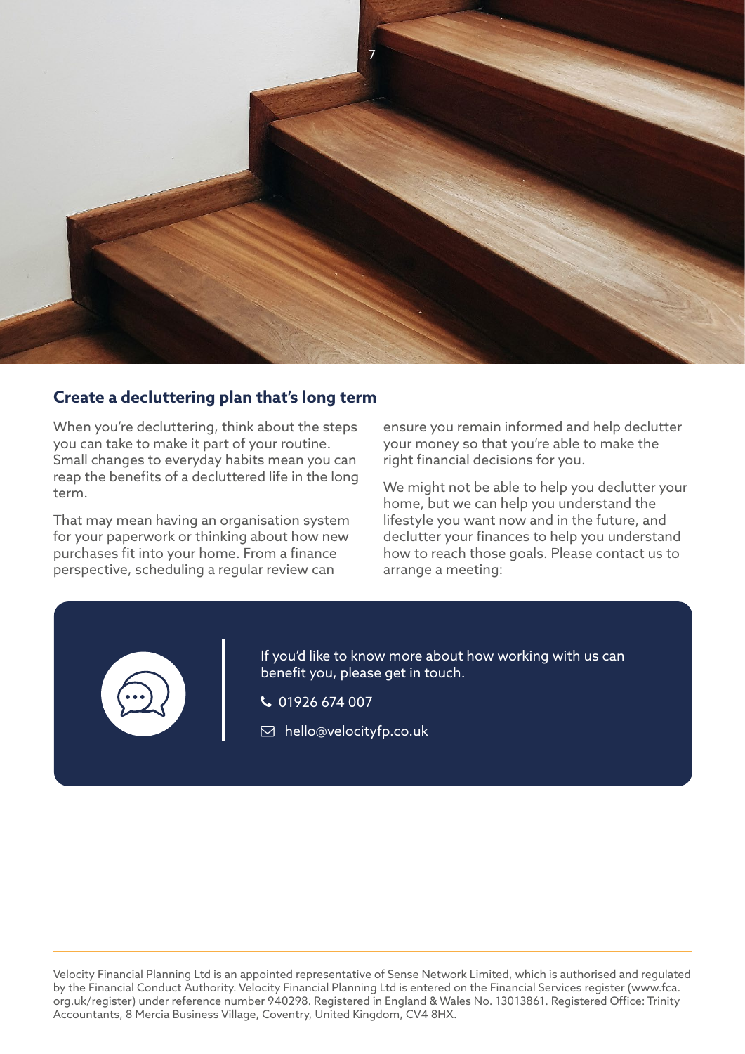## Create a decluttering plan that's long term

When you're decluttering, think about the steps you can take to make it part of your routine. Small changes to everyday habits mean you can reap the benefits of a decluttered life in the long term.

That may mean having an organisation system for your paperwork or thinking about how new purchases fit into your home. From a finance perspective, scheduling a regular review can ensure you remain informed and help declutter your money so that you're able to make the right financial decisions for you.

We might not be able to help you declutter your home, but we can help you understand the lifestyle you want now and in the future, and declutter your finances to help you understand how to reach those goals. Please contact us to arrange a meeting:

If you'd like to know more about how working with us can benefit you, please get in touch.

01926 674 007

hello@velocityfp.co.uk

Velocity Financial Planning Ltd is an appointed representative of Sense Network Limited, which is authorised and regulated by the Financial Conduct Authority. Velocity Financial Planning Ltd is entered on the Financial Services register (www.fca.org.uk/register) under reference number 940298. Registered in England & Wales No. 13013861. Registered Office: Trinity Accountants, 8 Mercia Business Village, Coventry, United Kingdom, CV4 8HX.